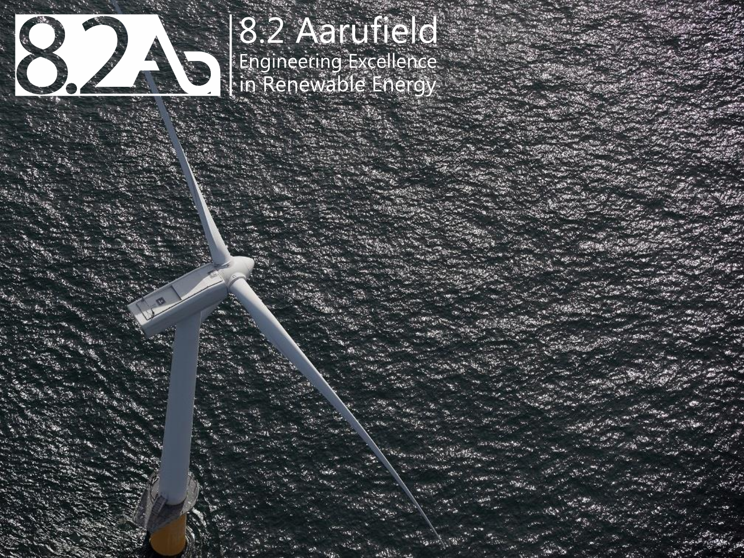8.2 Aarufield

Engineering Excellence
in Renewable Energy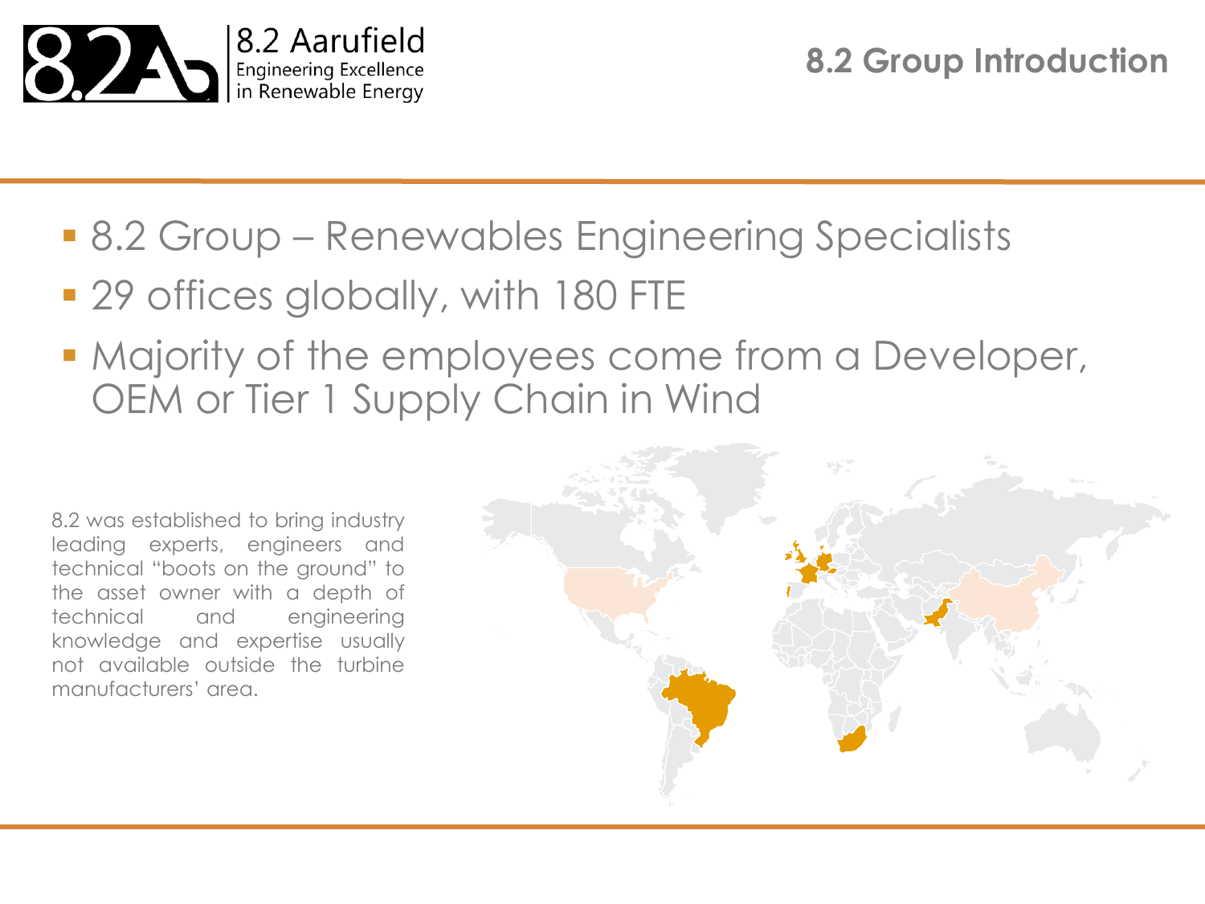# 8.2 Group Introduction

- 8.2 Group – Renewables Engineering Specialists
- 29 offices globally, with 180 FTE
- Majority of the employees come from a Developer, OEM or Tier 1 Supply Chain in Wind

8.2 was established to bring industry leading experts, engineers and technical "boots on the ground" to the asset owner with a depth of technical and engineering knowledge and expertise usually not available outside the turbine manufacturers' area.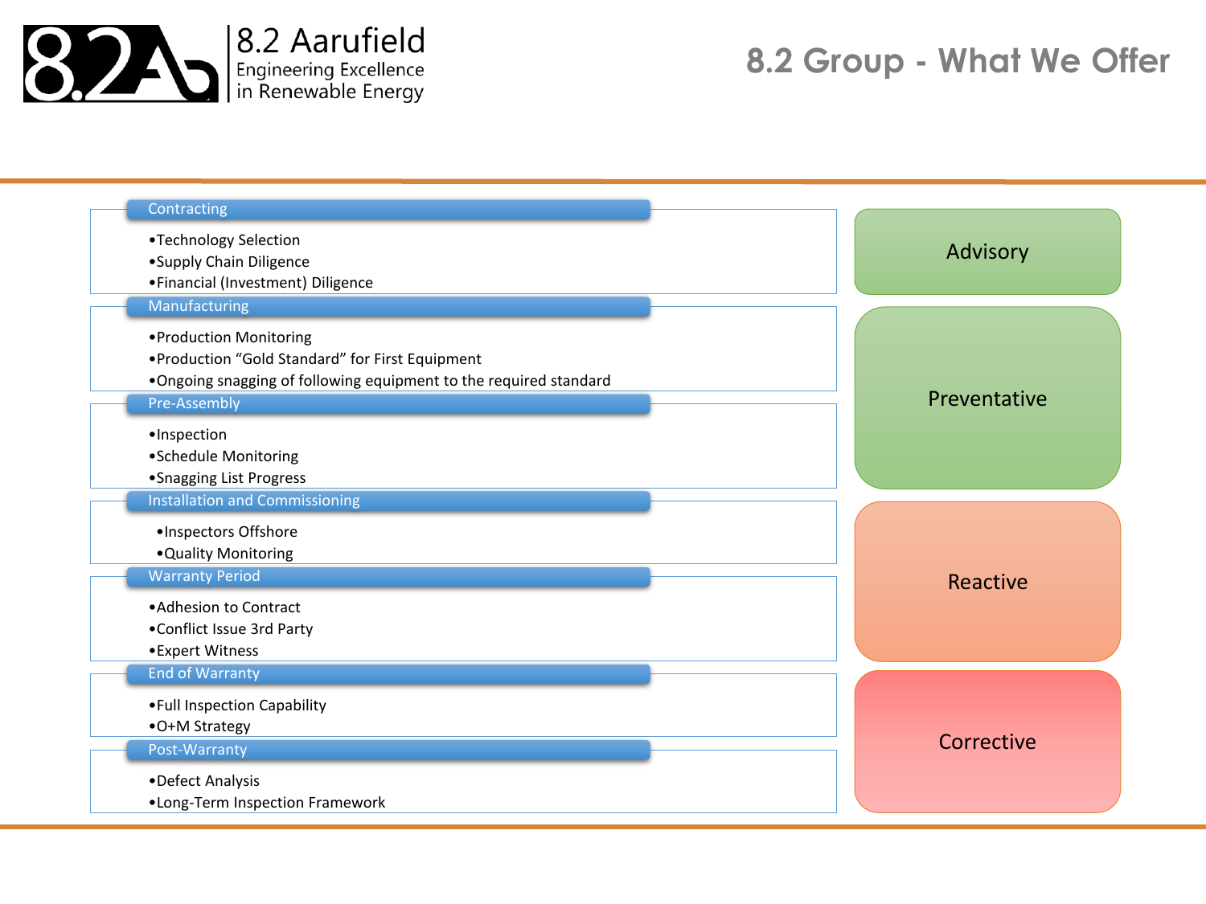**8.2 Aarufield**
Engineering Excellence in Renewable Energy

# 8.2 Group - What We Offer

### Contracting

- Technology Selection
- Supply Chain Diligence
- Financial (Investment) Diligence

### Manufacturing

- Production Monitoring
- Production “Gold Standard” for First Equipment
- Ongoing snagging of following equipment to the required standard

### Pre-Assembly

- Inspection
- Schedule Monitoring
- Snagging List Progress

### Installation and Commissioning

- Inspectors Offshore
- Quality Monitoring

### Warranty Period

- Adhesion to Contract
- Conflict Issue 3rd Party
- Expert Witness

### End of Warranty

- Full Inspection Capability
- O+M Strategy

### Post-Warranty

- Defect Analysis
- Long-Term Inspection Framework

Advisory

Preventative

Reactive

Corrective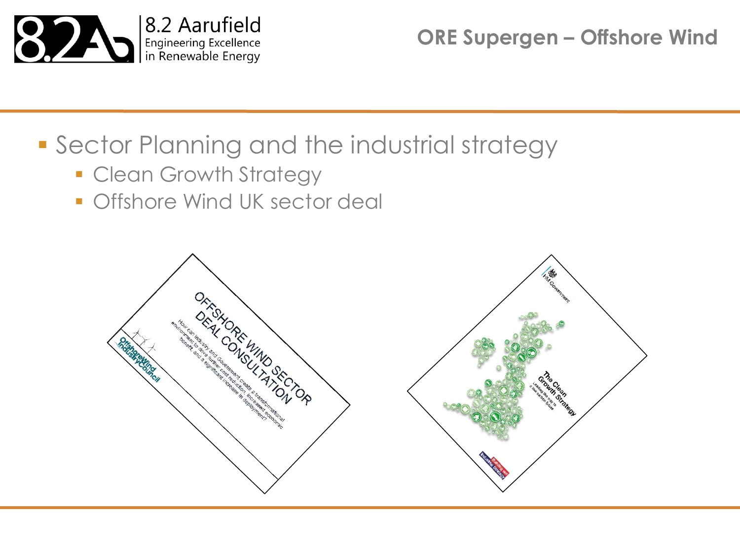- Sector Planning and the industrial strategy
  - Clean Growth Strategy
  - Offshore Wind UK sector deal

OFFSHORE WIND SECTOR DEAL CONSULTATION

How can industry and Government create a transformational environment to drive further cost reduction, increased economic benefit, and a significant increase in deployment?

OffshoreWind IndustryCouncil

HM Government

The Clean Growth Strategy

Leading the way to a low carbon future

Building our Industrial Strategy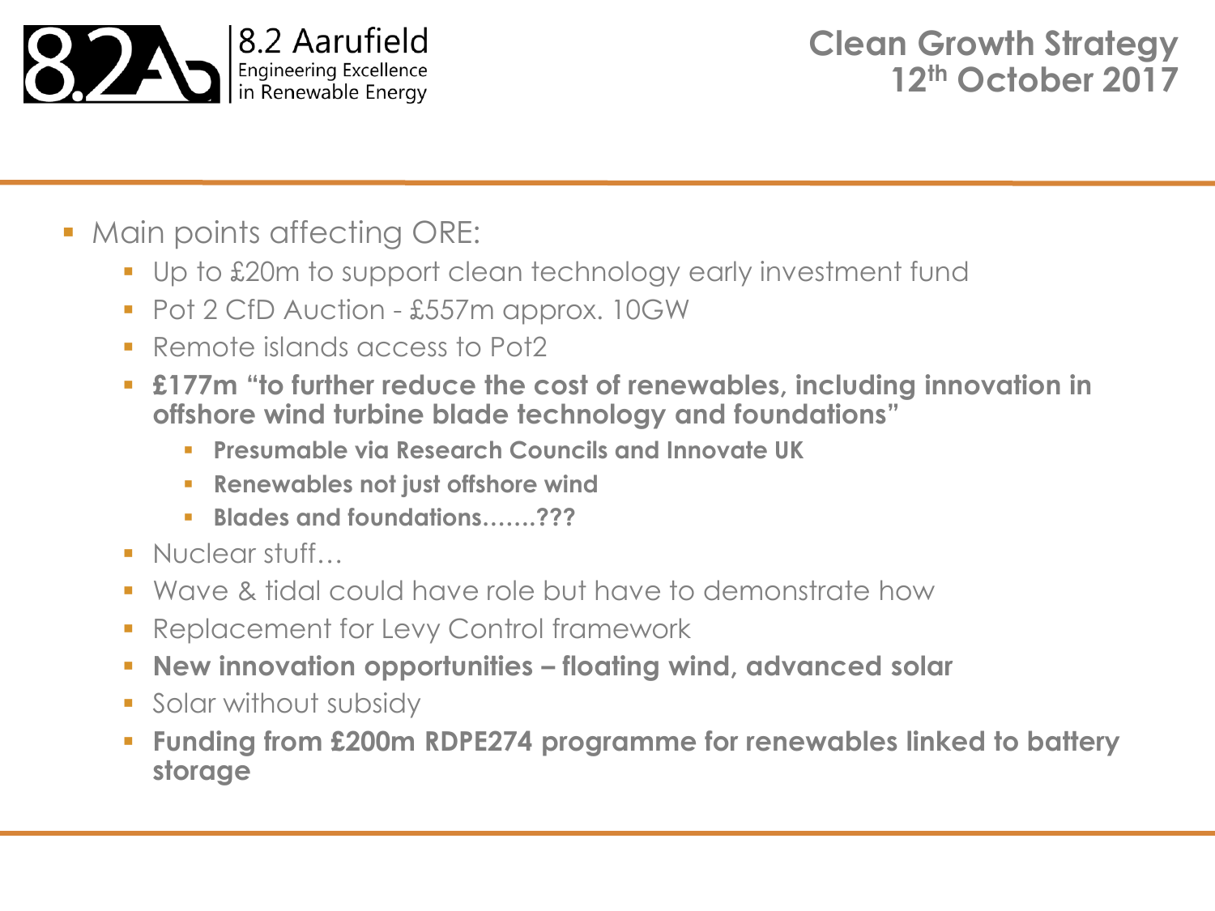# Clean Growth Strategy 12th October 2017

- Main points affecting ORE:
  - Up to £20m to support clean technology early investment fund
  - Pot 2 CfD Auction - £557m approx. 10GW
  - Remote islands access to Pot2
  - **£177m "to further reduce the cost of renewables, including innovation in offshore wind turbine blade technology and foundations"**
    - **Presumable via Research Councils and Innovate UK**
    - **Renewables not just offshore wind**
    - **Blades and foundations…….???**
  - Nuclear stuff…
  - Wave & tidal could have role but have to demonstrate how
  - Replacement for Levy Control framework
  - **New innovation opportunities – floating wind, advanced solar**
  - Solar without subsidy
  - **Funding from £200m RDPE274 programme for renewables linked to battery storage**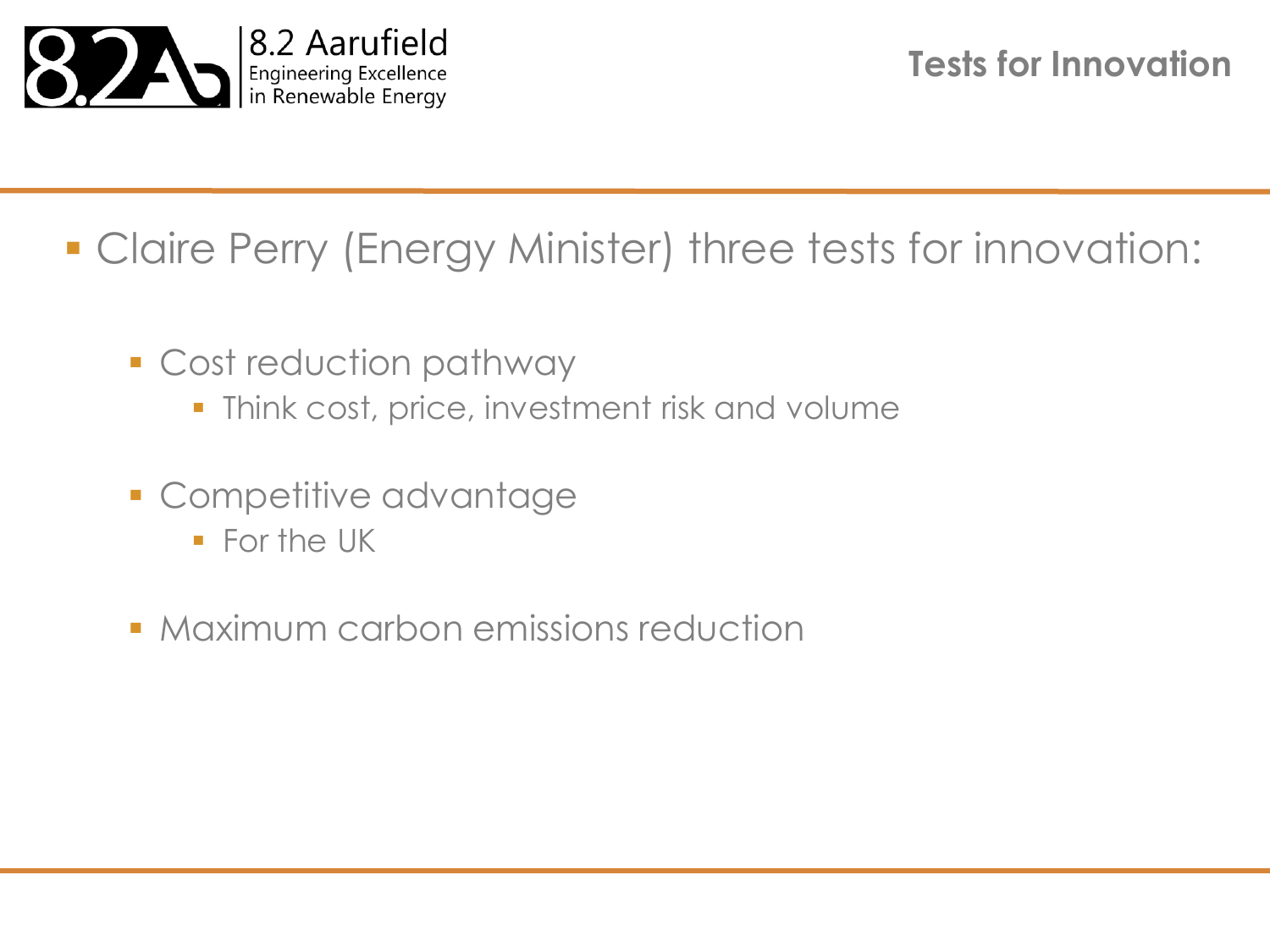# Tests for Innovation

- Claire Perry (Energy Minister) three tests for innovation:
  - Cost reduction pathway
    - Think cost, price, investment risk and volume
  - Competitive advantage
    - For the UK
  - Maximum carbon emissions reduction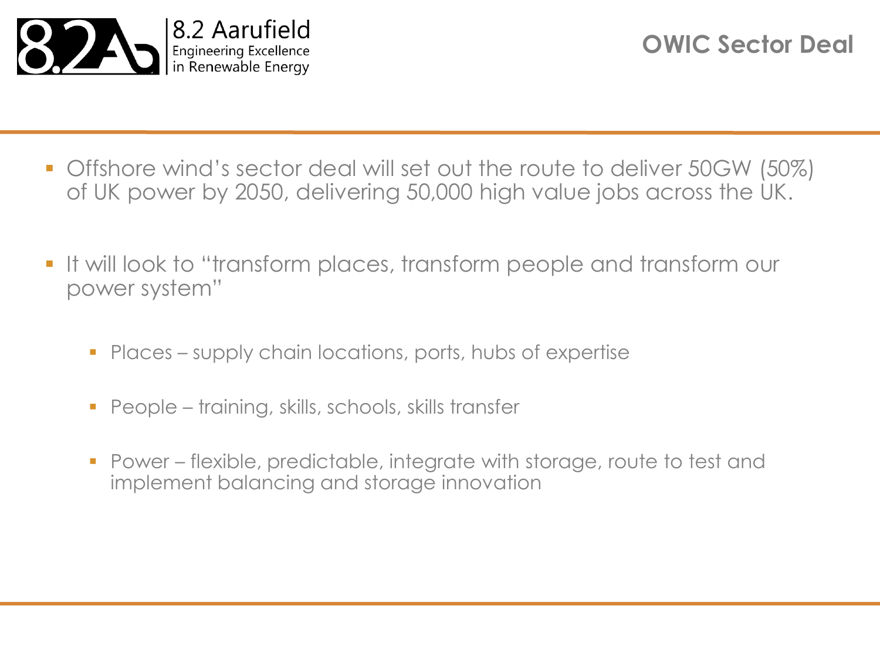# OWIC Sector Deal

- Offshore wind's sector deal will set out the route to deliver 50GW (50%) of UK power by 2050, delivering 50,000 high value jobs across the UK.
- It will look to "transform places, transform people and transform our power system"
  - Places – supply chain locations, ports, hubs of expertise
  - People – training, skills, schools, skills transfer
  - Power – flexible, predictable, integrate with storage, route to test and implement balancing and storage innovation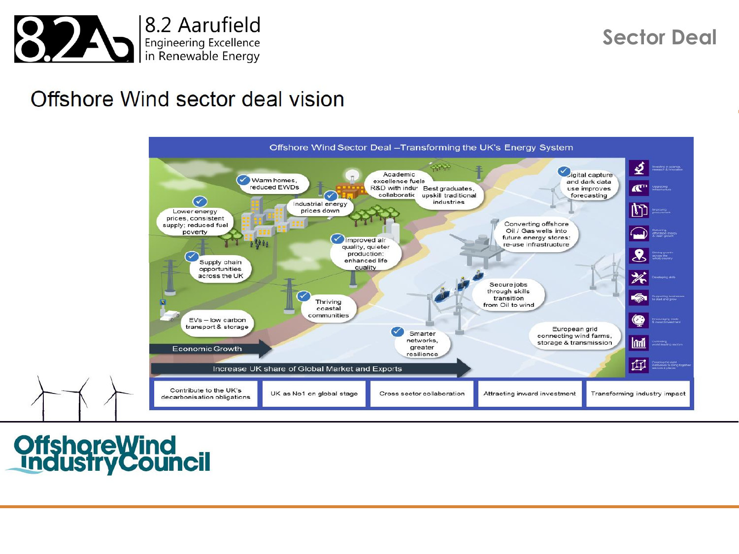8.2 Aarufield
Engineering Excellence in Renewable Energy

# Sector Deal

## Offshore Wind sector deal vision

Offshore Wind Sector Deal –Transforming the UK's Energy System

Warm homes, reduced EWDs

Lower energy prices, consistent supply; reduced fuel poverty

Industrial energy prices down

Academic excellence fuels R&D with indu collaboratic

Best graduates, upskill traditional industries

Digital capture and dark data use improves forecasting

Supply chain opportunities across the UK

Improved air quality, quieter production: enhanced life quality

Converting offshore Oil / Gas wells into future energy stores: re-use infrastructure

Thriving coastal communities

Secure jobs through skills transition from Oil to wind

EVs – low carbon transport & storage

Smarter networks, greater resilience

European grid connecting wind farms, storage & transmission

Economic Growth

Increase UK share of Global Market and Exports

Contribute to the UK's decarbonisation obligations | UK as No1 on global stage | Cross sector collaboration | Attracting inward investment | Transforming industry impact

OffshoreWind IndustryCouncil